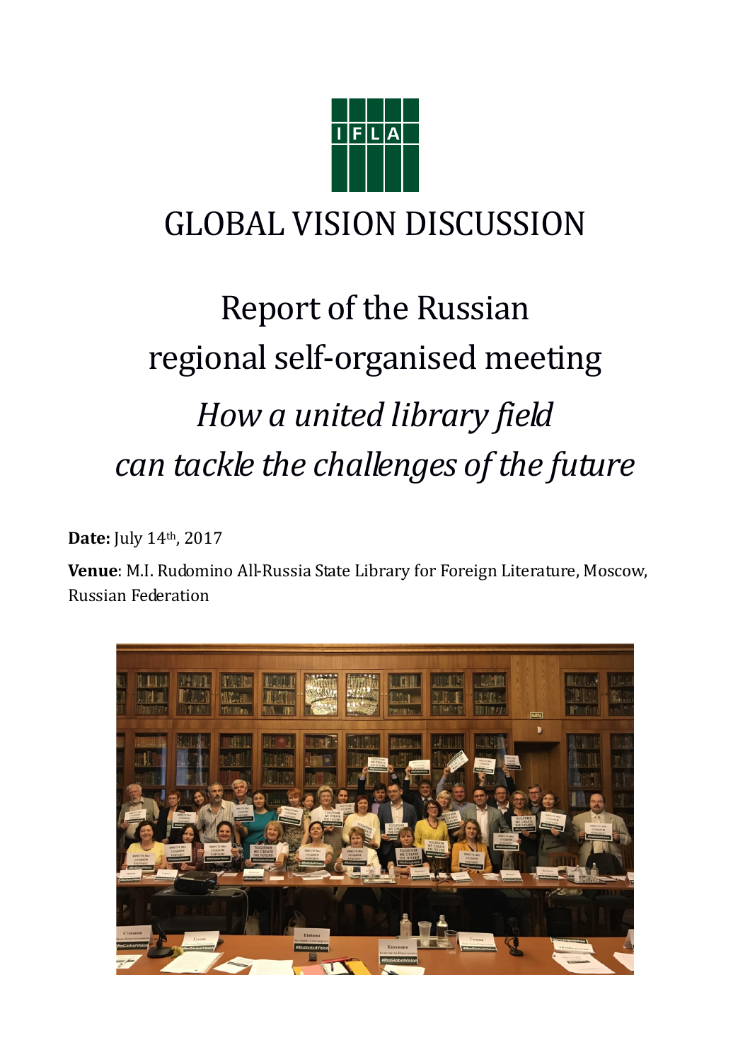IFLA

# GLOBAL VISION DISCUSSION

## Report of the Russian regional self-organised meeting

## *How a united library field can tackle the challenges of the future*

**Date:** July 14th, 2017

**Venue**: M.I. Rudomino All-Russia State Library for Foreign Literature, Moscow, Russian Federation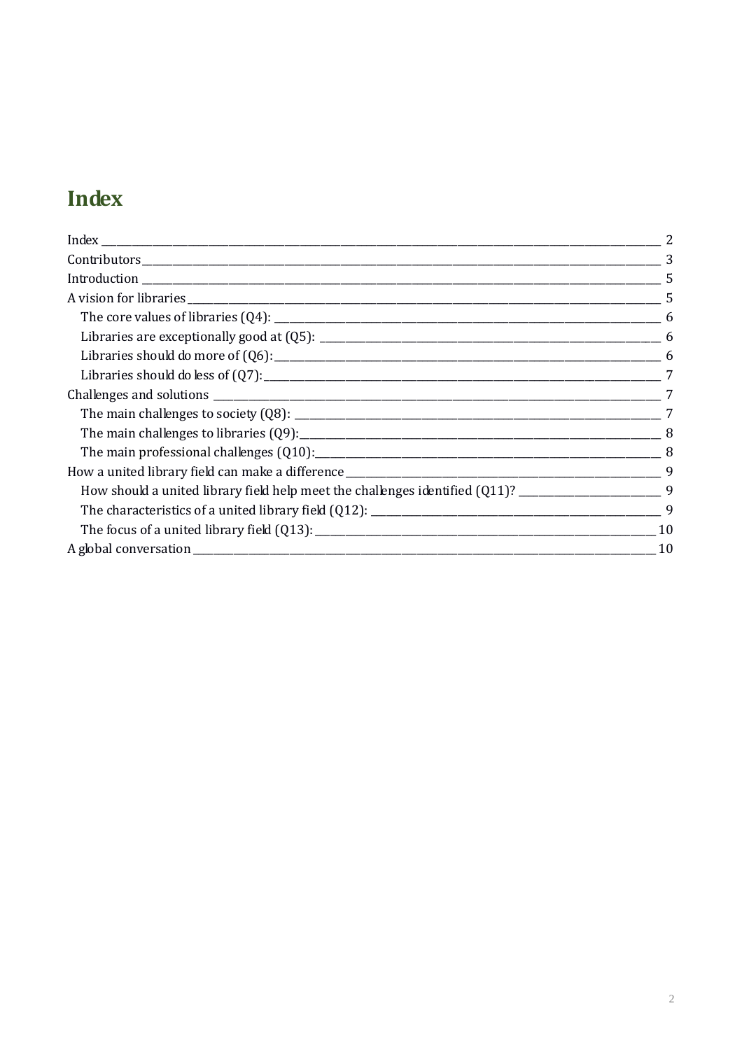# Index

- Index — 2
- Contributors — 3
- Introduction — 5
- A vision for libraries — 5
  - The core values of libraries (Q4): — 6
  - Libraries are exceptionally good at (Q5): — 6
  - Libraries should do more of (Q6): — 6
  - Libraries should do less of (Q7): — 7
- Challenges and solutions — 7
  - The main challenges to society (Q8): — 7
  - The main challenges to libraries (Q9): — 8
  - The main professional challenges (Q10): — 8
- How a united library field can make a difference — 9
  - How should a united library field help meet the challenges identified (Q11)? — 9
  - The characteristics of a united library field (Q12): — 9
  - The focus of a united library field (Q13): — 10
- A global conversation — 10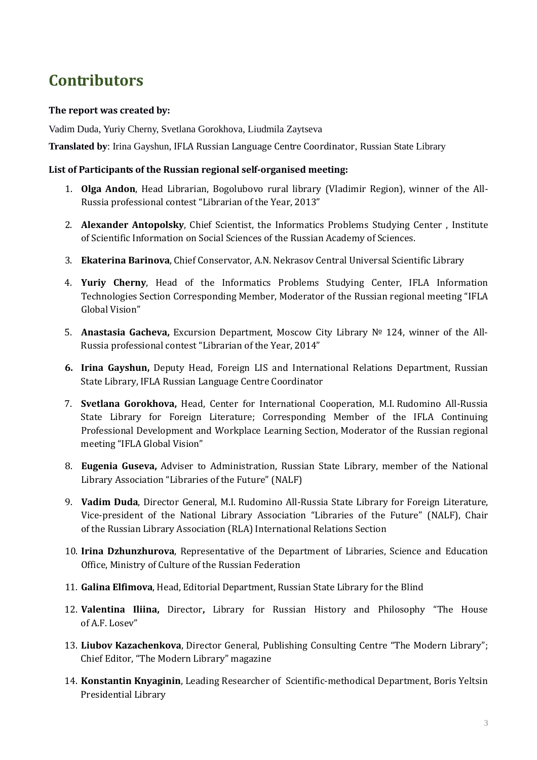# Contributors

**The report was created by:**

Vadim Duda, Yuriy Cherny, Svetlana Gorokhova, Liudmila Zaytseva

**Translated by**: Irina Gayshun, IFLA Russian Language Centre Coordinator, Russian State Library

**List of Participants of the Russian regional self-organised meeting:**

1. **Olga Andon**, Head Librarian, Bogolubovo rural library (Vladimir Region), winner of the All-Russia professional contest "Librarian of the Year, 2013"
2. **Alexander Antopolsky**, Chief Scientist, the Informatics Problems Studying Center , Institute of Scientific Information on Social Sciences of the Russian Academy of Sciences.
3. **Ekaterina Barinova**, Chief Conservator, A.N. Nekrasov Central Universal Scientific Library
4. **Yuriy Cherny**, Head of the Informatics Problems Studying Center, IFLA Information Technologies Section Corresponding Member, Moderator of the Russian regional meeting "IFLA Global Vision"
5. **Anastasia Gacheva,** Excursion Department, Moscow City Library № 124, winner of the All-Russia professional contest "Librarian of the Year, 2014"
6. **Irina Gayshun,** Deputy Head, Foreign LIS and International Relations Department, Russian State Library, IFLA Russian Language Centre Coordinator
7. **Svetlana Gorokhova,** Head, Center for International Cooperation, M.I. Rudomino All-Russia State Library for Foreign Literature; Corresponding Member of the IFLA Continuing Professional Development and Workplace Learning Section, Moderator of the Russian regional meeting "IFLA Global Vision"
8. **Eugenia Guseva,** Adviser to Administration, Russian State Library, member of the National Library Association "Libraries of the Future" (NALF)
9. **Vadim Duda**, Director General, M.I. Rudomino All-Russia State Library for Foreign Literature, Vice-president of the National Library Association "Libraries of the Future" (NALF), Chair of the Russian Library Association (RLA) International Relations Section
10. **Irina Dzhunzhurova**, Representative of the Department of Libraries, Science and Education Office, Ministry of Culture of the Russian Federation
11. **Galina Elfimova**, Head, Editorial Department, Russian State Library for the Blind
12. **Valentina Iliina,** Director**,** Library for Russian History and Philosophy "The House of A.F. Losev"
13. **Liubov Kazachenkova**, Director General, Publishing Consulting Centre "The Modern Library"; Chief Editor, "The Modern Library" magazine
14. **Konstantin Knyaginin**, Leading Researcher of Scientific-methodical Department, Boris Yeltsin Presidential Library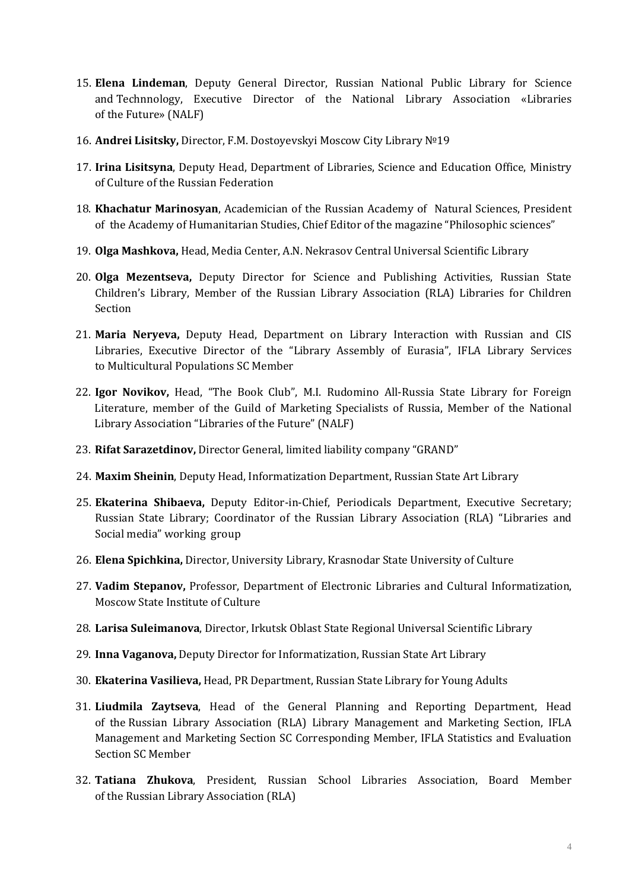15. **Elena Lindeman**, Deputy General Director, Russian National Public Library for Science and Technnology, Executive Director of the National Library Association «Libraries of the Future» (NALF)

16. **Andrei Lisitsky,** Director, F.M. Dostoyevskyi Moscow City Library №19

17. **Irina Lisitsyna**, Deputy Head, Department of Libraries, Science and Education Office, Ministry of Culture of the Russian Federation

18. **Khachatur Marinosyan**, Academician of the Russian Academy of Natural Sciences, President of the Academy of Humanitarian Studies, Chief Editor of the magazine "Philosophic sciences"

19. **Olga Mashkova,** Head, Media Center, A.N. Nekrasov Central Universal Scientific Library

20. **Olga Mezentseva,** Deputy Director for Science and Publishing Activities, Russian State Children's Library, Member of the Russian Library Association (RLA) Libraries for Children Section

21. **Maria Neryeva,** Deputy Head, Department on Library Interaction with Russian and CIS Libraries, Executive Director of the "Library Assembly of Eurasia", IFLA Library Services to Multicultural Populations SC Member

22. **Igor Novikov,** Head, "The Book Club", M.I. Rudomino All-Russia State Library for Foreign Literature, member of the Guild of Marketing Specialists of Russia, Member of the National Library Association "Libraries of the Future" (NALF)

23. **Rifat Sarazetdinov,** Director General, limited liability company "GRAND"

24. **Maxim Sheinin**, Deputy Head, Informatization Department, Russian State Art Library

25. **Ekaterina Shibaeva,** Deputy Editor-in-Chief, Periodicals Department, Executive Secretary; Russian State Library; Coordinator of the Russian Library Association (RLA) "Libraries and Social media" working group

26. **Elena Spichkina,** Director, University Library, Krasnodar State University of Culture

27. **Vadim Stepanov,** Professor, Department of Electronic Libraries and Cultural Informatization, Moscow State Institute of Culture

28. **Larisa Suleimanova**, Director, Irkutsk Oblast State Regional Universal Scientific Library

29. **Inna Vaganova,** Deputy Director for Informatization, Russian State Art Library

30. **Ekaterina Vasilieva,** Head, PR Department, Russian State Library for Young Adults

31. **Liudmila Zaytseva**, Head of the General Planning and Reporting Department, Head of the Russian Library Association (RLA) Library Management and Marketing Section, IFLA Management and Marketing Section SC Corresponding Member, IFLA Statistics and Evaluation Section SC Member

32. **Tatiana Zhukova**, President, Russian School Libraries Association, Board Member of the Russian Library Association (RLA)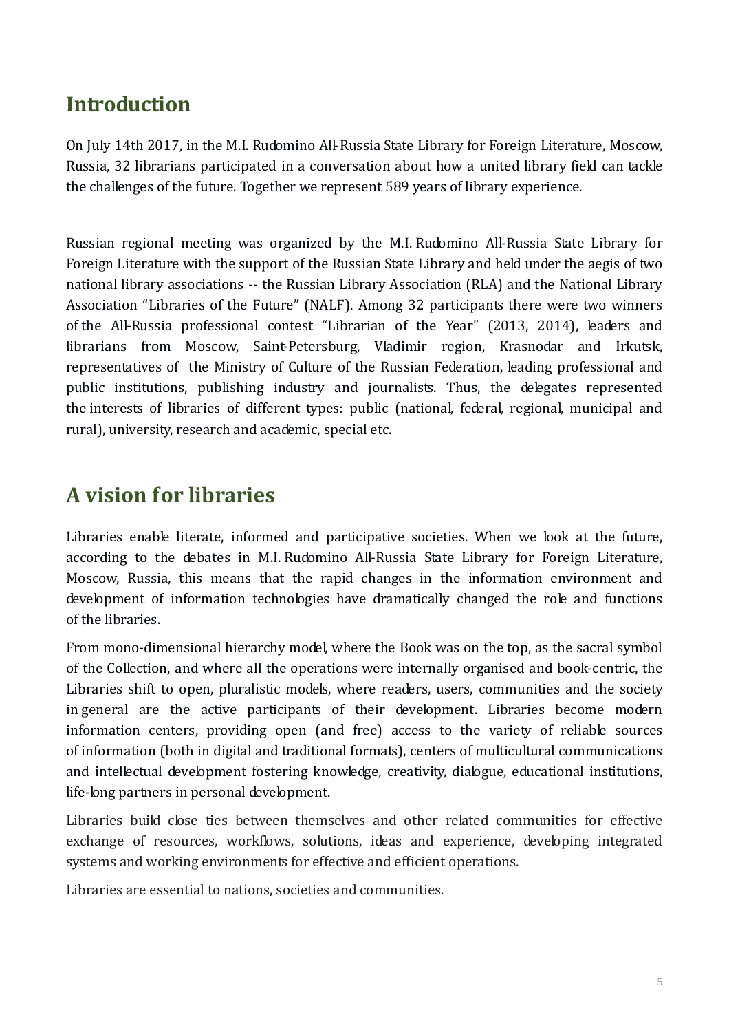## Introduction

On July 14th 2017, in the M.I. Rudomino All-Russia State Library for Foreign Literature, Moscow, Russia, 32 librarians participated in a conversation about how a united library field can tackle the challenges of the future. Together we represent 589 years of library experience.

Russian regional meeting was organized by the M.I. Rudomino All-Russia State Library for Foreign Literature with the support of the Russian State Library and held under the aegis of two national library associations -- the Russian Library Association (RLA) and the National Library Association "Libraries of the Future" (NALF). Among 32 participants there were two winners of the All-Russia professional contest "Librarian of the Year" (2013, 2014), leaders and librarians from Moscow, Saint-Petersburg, Vladimir region, Krasnodar and Irkutsk, representatives of the Ministry of Culture of the Russian Federation, leading professional and public institutions, publishing industry and journalists. Thus, the delegates represented the interests of libraries of different types: public (national, federal, regional, municipal and rural), university, research and academic, special etc.

## A vision for libraries

Libraries enable literate, informed and participative societies. When we look at the future, according to the debates in M.I. Rudomino All-Russia State Library for Foreign Literature, Moscow, Russia, this means that the rapid changes in the information environment and development of information technologies have dramatically changed the role and functions of the libraries.

From mono-dimensional hierarchy model, where the Book was on the top, as the sacral symbol of the Collection, and where all the operations were internally organised and book-centric, the Libraries shift to open, pluralistic models, where readers, users, communities and the society in general are the active participants of their development. Libraries become modern information centers, providing open (and free) access to the variety of reliable sources of information (both in digital and traditional formats), centers of multicultural communications and intellectual development fostering knowledge, creativity, dialogue, educational institutions, life-long partners in personal development.

Libraries build close ties between themselves and other related communities for effective exchange of resources, workflows, solutions, ideas and experience, developing integrated systems and working environments for effective and efficient operations.

Libraries are essential to nations, societies and communities.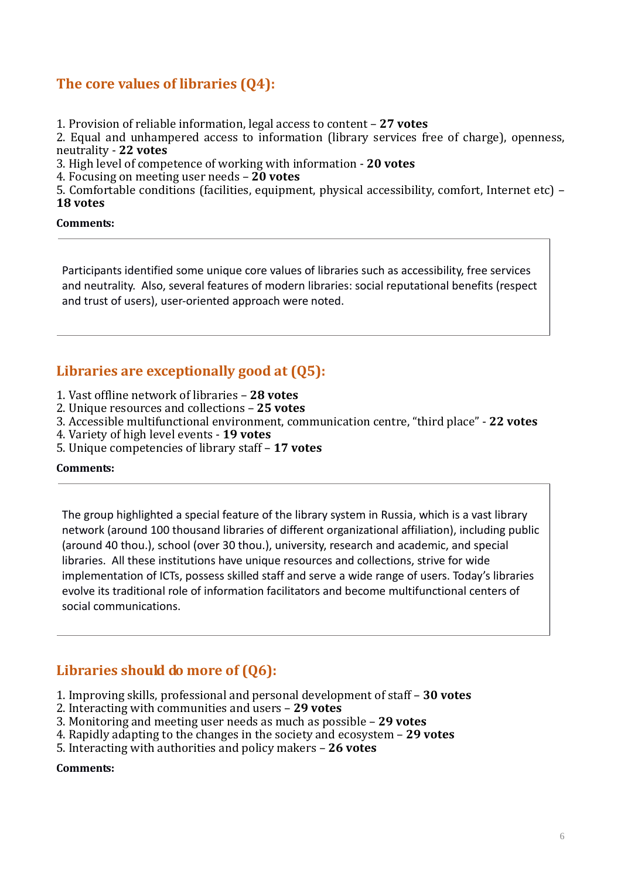## The core values of libraries (Q4):

1. Provision of reliable information, legal access to content – **27 votes**
2. Equal and unhampered access to information (library services free of charge), openness, neutrality - **22 votes**
3. High level of competence of working with information - **20 votes**
4. Focusing on meeting user needs – **20 votes**
5. Comfortable conditions (facilities, equipment, physical accessibility, comfort, Internet etc) – **18 votes**

**Comments:**

Participants identified some unique core values of libraries such as accessibility, free services and neutrality. Also, several features of modern libraries: social reputational benefits (respect and trust of users), user-oriented approach were noted.

## Libraries are exceptionally good at (Q5):

1. Vast offline network of libraries – **28 votes**
2. Unique resources and collections – **25 votes**
3. Accessible multifunctional environment, communication centre, "third place" - **22 votes**
4. Variety of high level events - **19 votes**
5. Unique competencies of library staff – **17 votes**

**Comments:**

The group highlighted a special feature of the library system in Russia, which is a vast library network (around 100 thousand libraries of different organizational affiliation), including public (around 40 thou.), school (over 30 thou.), university, research and academic, and special libraries. All these institutions have unique resources and collections, strive for wide implementation of ICTs, possess skilled staff and serve a wide range of users. Today's libraries evolve its traditional role of information facilitators and become multifunctional centers of social communications.

## Libraries should do more of (Q6):

1. Improving skills, professional and personal development of staff – **30 votes**
2. Interacting with communities and users – **29 votes**
3. Monitoring and meeting user needs as much as possible – **29 votes**
4. Rapidly adapting to the changes in the society and ecosystem – **29 votes**
5. Interacting with authorities and policy makers – **26 votes**

**Comments:**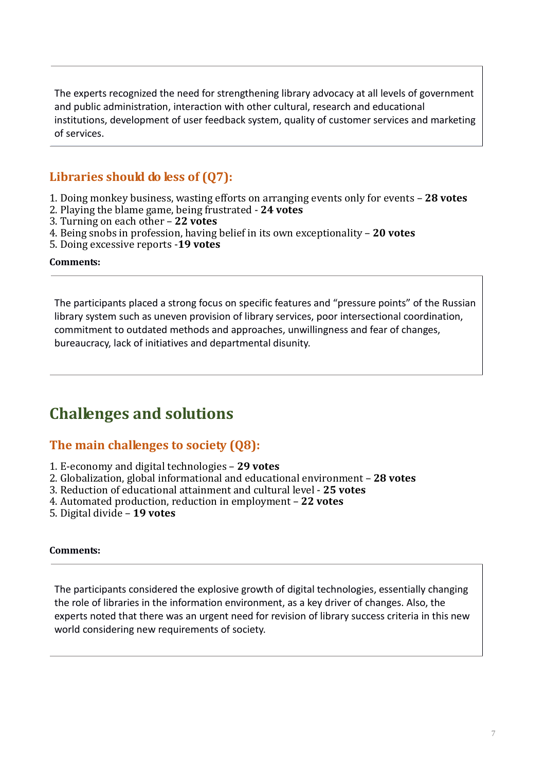The experts recognized the need for strengthening library advocacy at all levels of government and public administration, interaction with other cultural, research and educational institutions, development of user feedback system, quality of customer services and marketing of services.

### Libraries should do less of (Q7):

1. Doing monkey business, wasting efforts on arranging events only for events – **28 votes**
2. Playing the blame game, being frustrated - **24 votes**
3. Turning on each other – **22 votes**
4. Being snobs in profession, having belief in its own exceptionality – **20 votes**
5. Doing excessive reports -**19 votes**

**Comments:**

The participants placed a strong focus on specific features and "pressure points" of the Russian library system such as uneven provision of library services, poor intersectional coordination, commitment to outdated methods and approaches, unwillingness and fear of changes, bureaucracy, lack of initiatives and departmental disunity.

## Challenges and solutions

### The main challenges to society (Q8):

1. E-economy and digital technologies – **29 votes**
2. Globalization, global informational and educational environment – **28 votes**
3. Reduction of educational attainment and cultural level - **25 votes**
4. Automated production, reduction in employment – **22 votes**
5. Digital divide – **19 votes**

**Comments:**

The participants considered the explosive growth of digital technologies, essentially changing the role of libraries in the information environment, as a key driver of changes. Also, the experts noted that there was an urgent need for revision of library success criteria in this new world considering new requirements of society.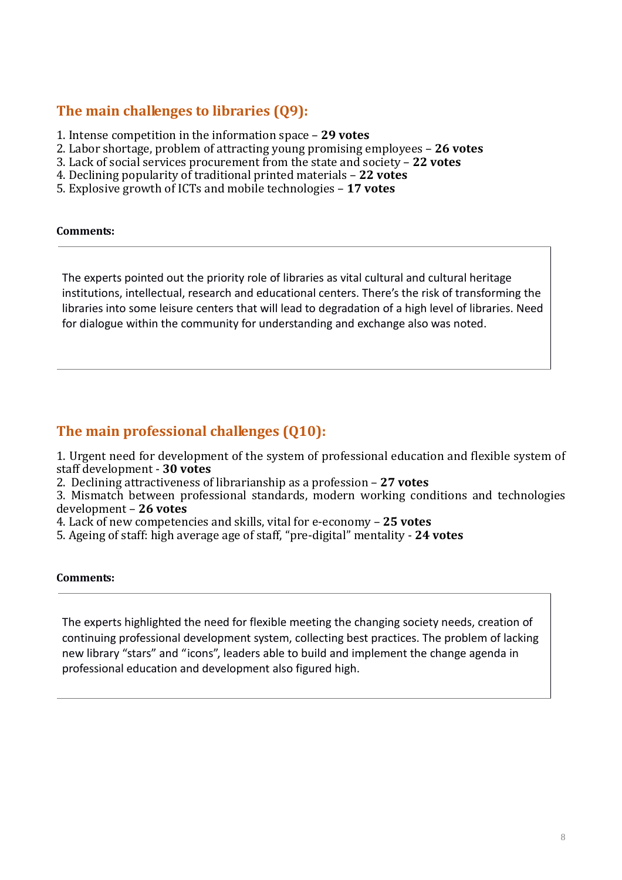## The main challenges to libraries (Q9):

1. Intense competition in the information space – **29 votes**
2. Labor shortage, problem of attracting young promising employees – **26 votes**
3. Lack of social services procurement from the state and society – **22 votes**
4. Declining popularity of traditional printed materials – **22 votes**
5. Explosive growth of ICTs and mobile technologies – **17 votes**

**Comments:**

The experts pointed out the priority role of libraries as vital cultural and cultural heritage institutions, intellectual, research and educational centers. There's the risk of transforming the libraries into some leisure centers that will lead to degradation of a high level of libraries. Need for dialogue within the community for understanding and exchange also was noted.

## The main professional challenges (Q10):

1. Urgent need for development of the system of professional education and flexible system of staff development - **30 votes**
2. Declining attractiveness of librarianship as a profession – **27 votes**
3. Mismatch between professional standards, modern working conditions and technologies development – **26 votes**
4. Lack of new competencies and skills, vital for e-economy – **25 votes**
5. Ageing of staff: high average age of staff, "pre-digital" mentality - **24 votes**

**Comments:**

The experts highlighted the need for flexible meeting the changing society needs, creation of continuing professional development system, collecting best practices. The problem of lacking new library "stars" and "icons", leaders able to build and implement the change agenda in professional education and development also figured high.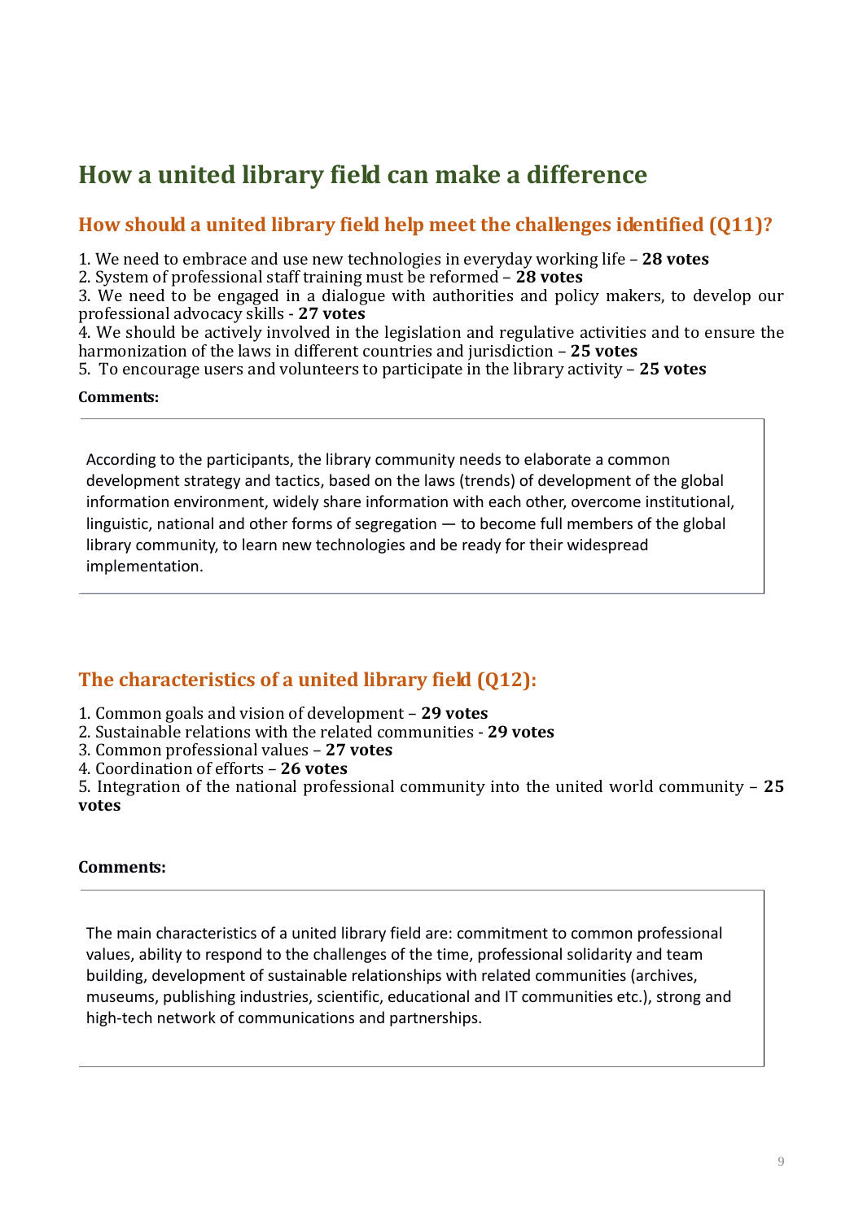# How a united library field can make a difference

## How should a united library field help meet the challenges identified (Q11)?

1. We need to embrace and use new technologies in everyday working life – **28 votes**
2. System of professional staff training must be reformed – **28 votes**
3. We need to be engaged in a dialogue with authorities and policy makers, to develop our professional advocacy skills - **27 votes**
4. We should be actively involved in the legislation and regulative activities and to ensure the harmonization of the laws in different countries and jurisdiction – **25 votes**
5. To encourage users and volunteers to participate in the library activity – **25 votes**

**Comments:**

According to the participants, the library community needs to elaborate a common development strategy and tactics, based on the laws (trends) of development of the global information environment, widely share information with each other, overcome institutional, linguistic, national and other forms of segregation — to become full members of the global library community, to learn new technologies and be ready for their widespread implementation.

## The characteristics of a united library field (Q12):

1. Common goals and vision of development – **29 votes**
2. Sustainable relations with the related communities - **29 votes**
3. Common professional values – **27 votes**
4. Coordination of efforts – **26 votes**
5. Integration of the national professional community into the united world community – **25 votes**

**Comments:**

The main characteristics of a united library field are: commitment to common professional values, ability to respond to the challenges of the time, professional solidarity and team building, development of sustainable relationships with related communities (archives, museums, publishing industries, scientific, educational and IT communities etc.), strong and high-tech network of communications and partnerships.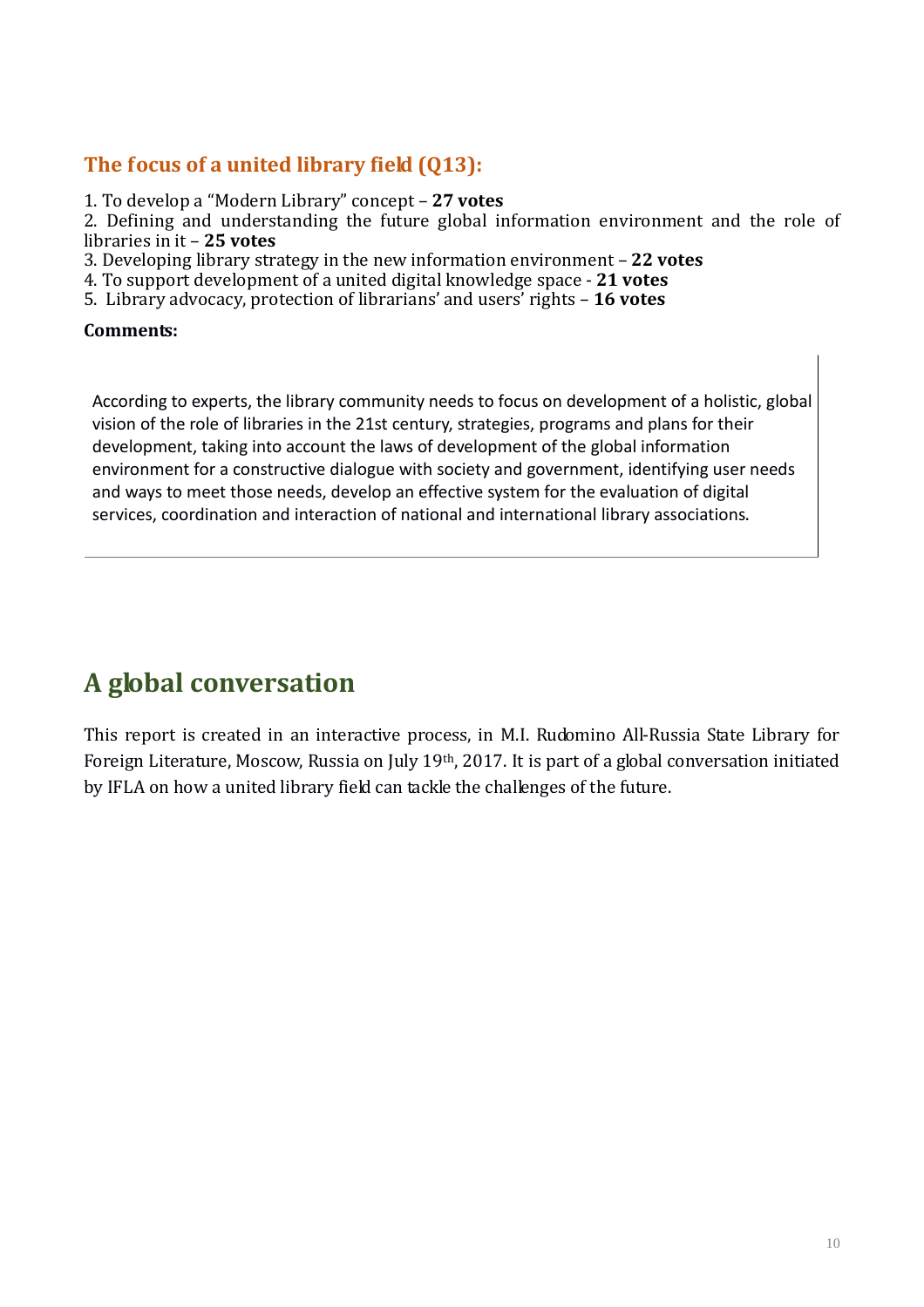### The focus of a united library field (Q13):

1. To develop a "Modern Library" concept – **27 votes**
2. Defining and understanding the future global information environment and the role of libraries in it – **25 votes**
3. Developing library strategy in the new information environment – **22 votes**
4. To support development of a united digital knowledge space - **21 votes**
5. Library advocacy, protection of librarians' and users' rights – **16 votes**

**Comments:**

According to experts, the library community needs to focus on development of a holistic, global vision of the role of libraries in the 21st century, strategies, programs and plans for their development, taking into account the laws of development of the global information environment for a constructive dialogue with society and government, identifying user needs and ways to meet those needs, develop an effective system for the evaluation of digital services, coordination and interaction of national and international library associations.

## A global conversation

This report is created in an interactive process, in M.I. Rudomino All-Russia State Library for Foreign Literature, Moscow, Russia on July 19th, 2017. It is part of a global conversation initiated by IFLA on how a united library field can tackle the challenges of the future.